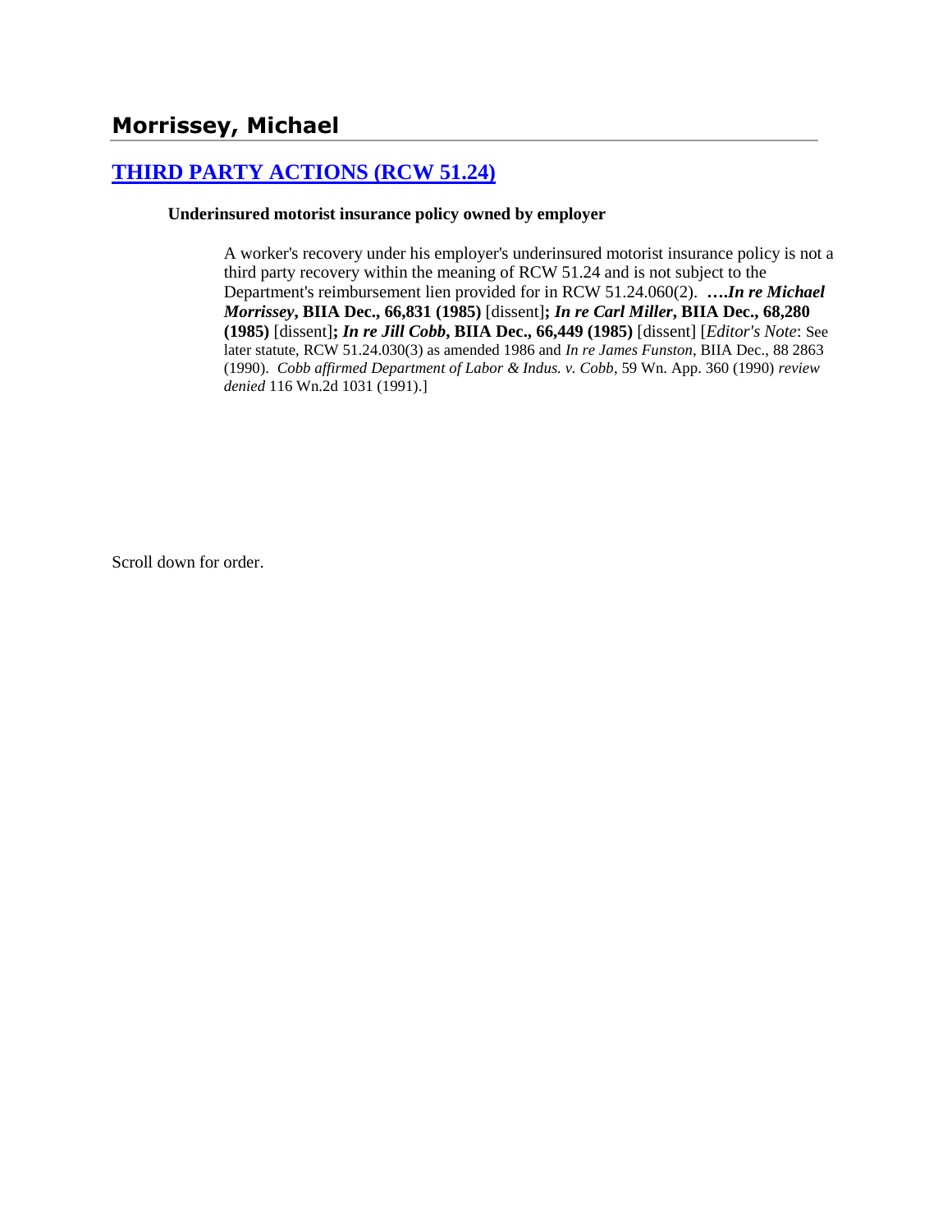## Morrissey, Michael

### [THIRD PARTY ACTIONS (RCW 51.24)]

**Underinsured motorist insurance policy owned by employer**

> A worker's recovery under his employer's underinsured motorist insurance policy is not a third party recovery within the meaning of RCW 51.24 and is not subject to the Department's reimbursement lien provided for in RCW 51.24.060(2). ***….In re Michael Morrissey*, BIIA Dec., 66,831 (1985)** [dissent]**; *In re Carl Miller*, BIIA Dec., 68,280 (1985)** [dissent]**; *In re Jill Cobb*, BIIA Dec., 66,449 (1985)** [dissent] [*Editor's Note*: See later statute, RCW 51.24.030(3) as amended 1986 and *In re James Funston*, BIIA Dec., 88 2863 (1990). *Cobb affirmed Department of Labor & Indus. v. Cobb*, 59 Wn. App. 360 (1990) *review denied* 116 Wn.2d 1031 (1991).]

Scroll down for order.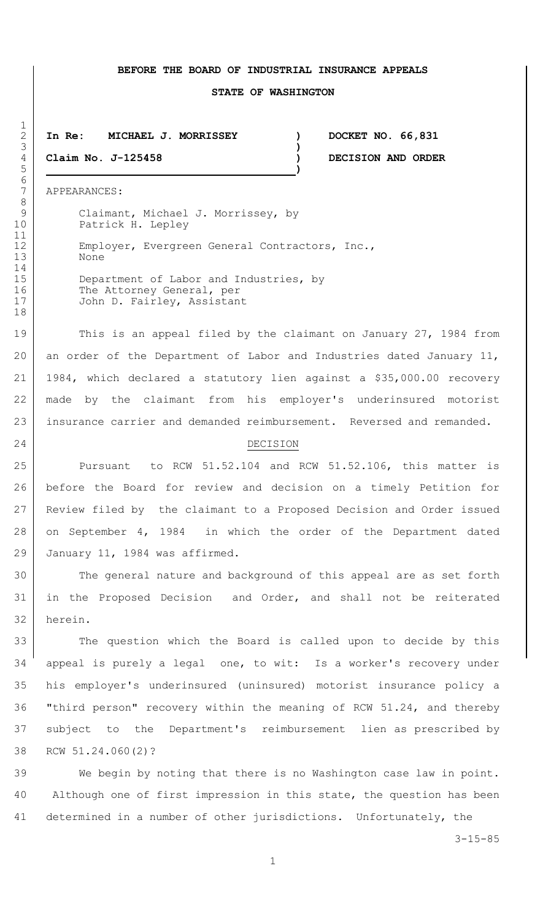**BEFORE THE BOARD OF INDUSTRIAL INSURANCE APPEALS**

**STATE OF WASHINGTON**

| | | |
|---|---|---|
| **In Re: MICHAEL J. MORRISSEY** | ) | **DOCKET NO. 66,831** |
| | ) | |
| **Claim No. J-125458** | ) | **DECISION AND ORDER** |

APPEARANCES:

Claimant, Michael J. Morrissey, by
Patrick H. Lepley

Employer, Evergreen General Contractors, Inc.,
None

Department of Labor and Industries, by
The Attorney General, per
John D. Fairley, Assistant

This is an appeal filed by the claimant on January 27, 1984 from an order of the Department of Labor and Industries dated January 11, 1984, which declared a statutory lien against a $35,000.00 recovery made by the claimant from his employer's underinsured motorist insurance carrier and demanded reimbursement. Reversed and remanded.

DECISION

Pursuant to RCW 51.52.104 and RCW 51.52.106, this matter is before the Board for review and decision on a timely Petition for Review filed by the claimant to a Proposed Decision and Order issued on September 4, 1984 in which the order of the Department dated January 11, 1984 was affirmed.

The general nature and background of this appeal are as set forth in the Proposed Decision and Order, and shall not be reiterated herein.

The question which the Board is called upon to decide by this appeal is purely a legal one, to wit: Is a worker's recovery under his employer's underinsured (uninsured) motorist insurance policy a "third person" recovery within the meaning of RCW 51.24, and thereby subject to the Department's reimbursement lien as prescribed by RCW 51.24.060(2)?

We begin by noting that there is no Washington case law in point. Although one of first impression in this state, the question has been determined in a number of other jurisdictions. Unfortunately, the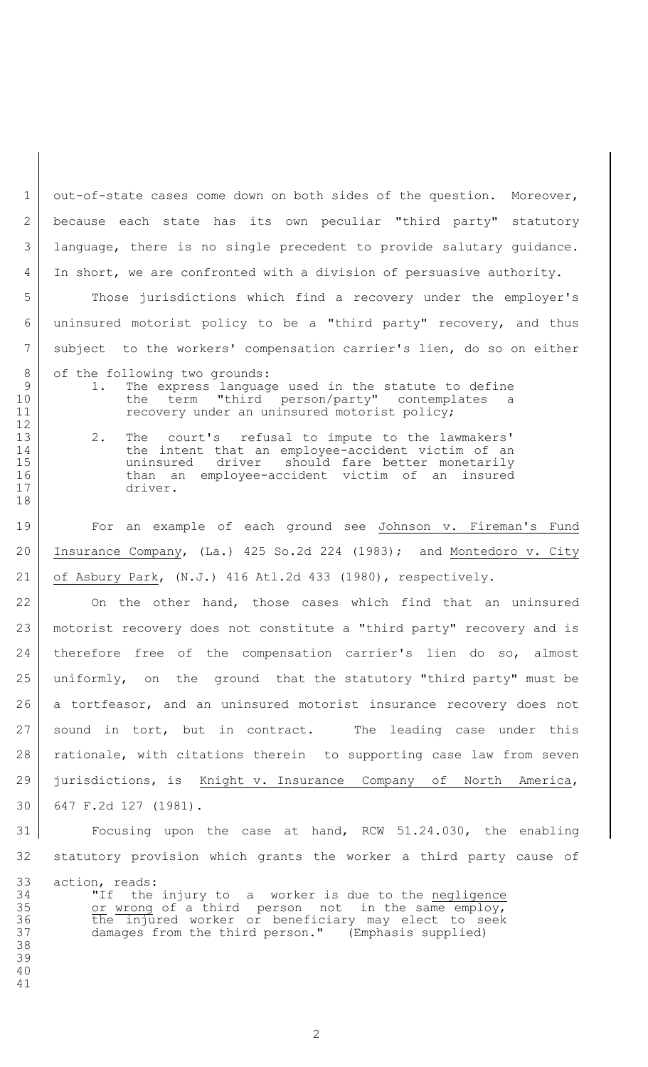out-of-state cases come down on both sides of the question. Moreover, because each state has its own peculiar "third party" statutory language, there is no single precedent to provide salutary guidance. In short, we are confronted with a division of persuasive authority.

Those jurisdictions which find a recovery under the employer's uninsured motorist policy to be a "third party" recovery, and thus subject to the workers' compensation carrier's lien, do so on either of the following two grounds:

1. The express language used in the statute to define the term "third person/party" contemplates a recovery under an uninsured motorist policy;

2. The court's refusal to impute to the lawmakers' the intent that an employee-accident victim of an uninsured driver should fare better monetarily than an employee-accident victim of an insured driver.

For an example of each ground see Johnson v. Fireman's Fund Insurance Company, (La.) 425 So.2d 224 (1983); and Montedoro v. City of Asbury Park, (N.J.) 416 Atl.2d 433 (1980), respectively.

On the other hand, those cases which find that an uninsured motorist recovery does not constitute a "third party" recovery and is therefore free of the compensation carrier's lien do so, almost uniformly, on the ground that the statutory "third party" must be a tortfeasor, and an uninsured motorist insurance recovery does not sound in tort, but in contract. The leading case under this rationale, with citations therein to supporting case law from seven jurisdictions, is Knight v. Insurance Company of North America, 647 F.2d 127 (1981).

Focusing upon the case at hand, RCW 51.24.030, the enabling statutory provision which grants the worker a third party cause of action, reads:

> "If the injury to a worker is due to the _negligence_ _or wrong_ of a third person not in the same employ, the injured worker or beneficiary may elect to seek damages from the third person." (Emphasis supplied)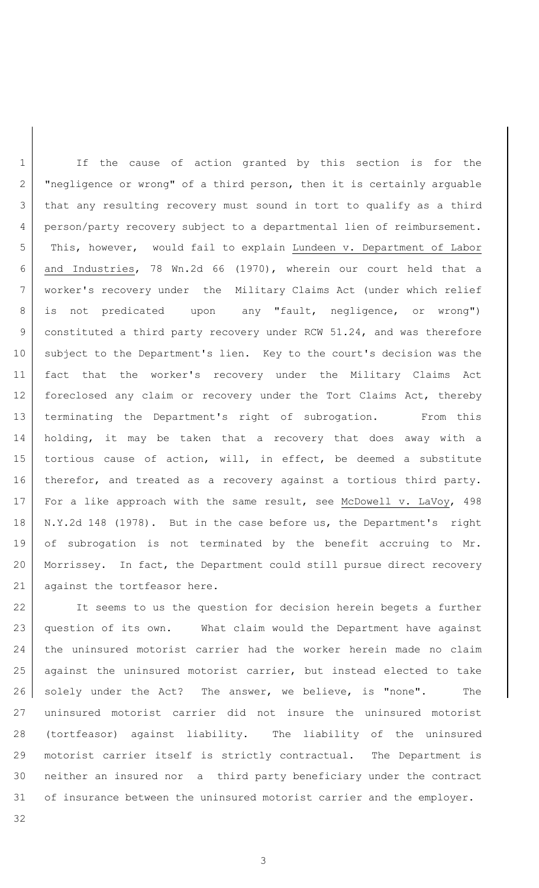If the cause of action granted by this section is for the "negligence or wrong" of a third person, then it is certainly arguable that any resulting recovery must sound in tort to qualify as a third person/party recovery subject to a departmental lien of reimbursement. This, however, would fail to explain Lundeen v. Department of Labor and Industries, 78 Wn.2d 66 (1970), wherein our court held that a worker's recovery under the Military Claims Act (under which relief is not predicated upon any "fault, negligence, or wrong") constituted a third party recovery under RCW 51.24, and was therefore subject to the Department's lien. Key to the court's decision was the fact that the worker's recovery under the Military Claims Act foreclosed any claim or recovery under the Tort Claims Act, thereby terminating the Department's right of subrogation. From this holding, it may be taken that a recovery that does away with a tortious cause of action, will, in effect, be deemed a substitute therefor, and treated as a recovery against a tortious third party. For a like approach with the same result, see McDowell v. LaVoy, 498 N.Y.2d 148 (1978). But in the case before us, the Department's right of subrogation is not terminated by the benefit accruing to Mr. Morrissey. In fact, the Department could still pursue direct recovery against the tortfeasor here.

It seems to us the question for decision herein begets a further question of its own. What claim would the Department have against the uninsured motorist carrier had the worker herein made no claim against the uninsured motorist carrier, but instead elected to take solely under the Act? The answer, we believe, is "none". The uninsured motorist carrier did not insure the uninsured motorist (tortfeasor) against liability. The liability of the uninsured motorist carrier itself is strictly contractual. The Department is neither an insured nor a third party beneficiary under the contract of insurance between the uninsured motorist carrier and the employer.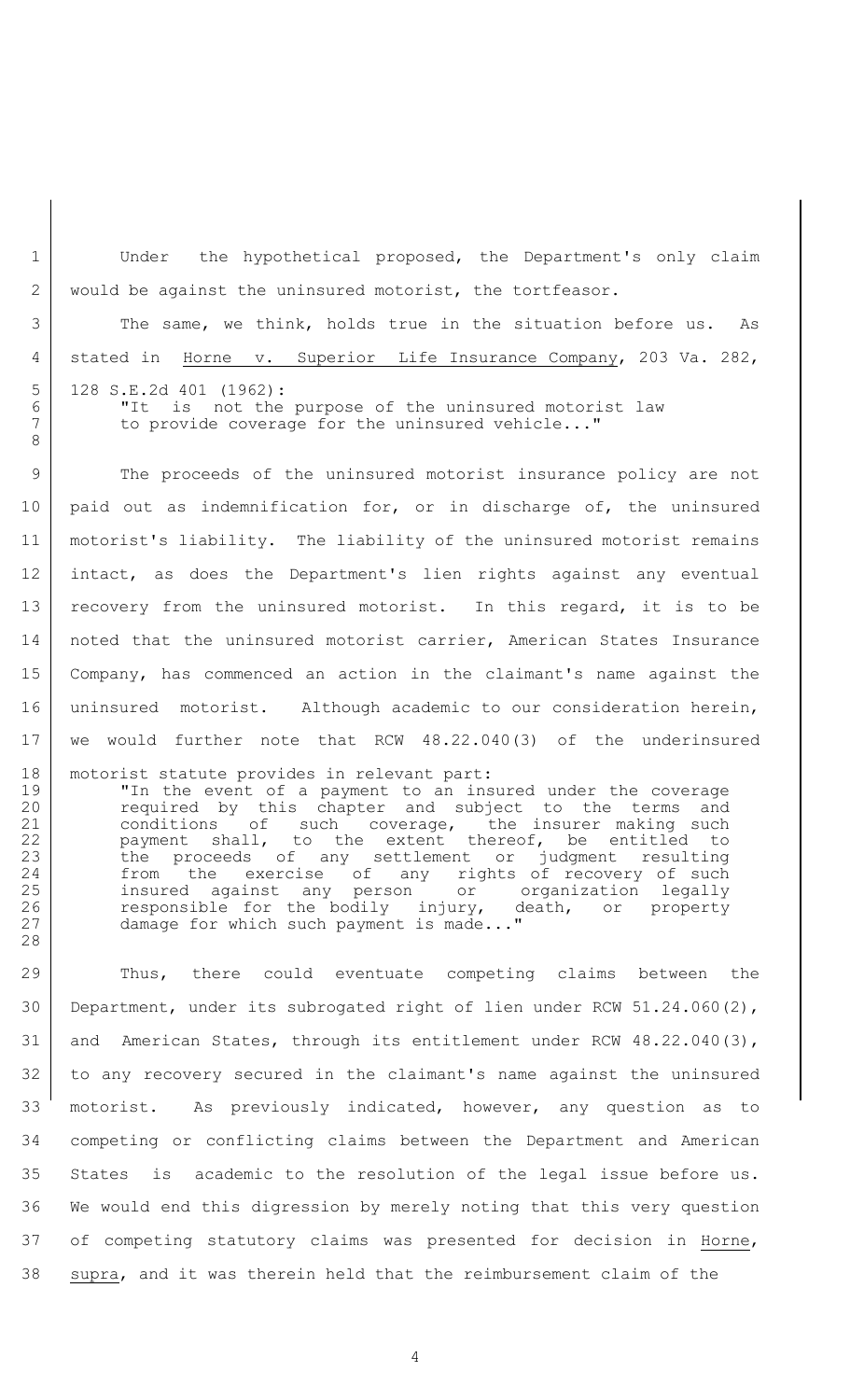Under the hypothetical proposed, the Department's only claim would be against the uninsured motorist, the tortfeasor.

The same, we think, holds true in the situation before us. As stated in Horne v. Superior Life Insurance Company, 203 Va. 282, 128 S.E.2d 401 (1962):

> "It is not the purpose of the uninsured motorist law to provide coverage for the uninsured vehicle..."

The proceeds of the uninsured motorist insurance policy are not paid out as indemnification for, or in discharge of, the uninsured motorist's liability. The liability of the uninsured motorist remains intact, as does the Department's lien rights against any eventual recovery from the uninsured motorist. In this regard, it is to be noted that the uninsured motorist carrier, American States Insurance Company, has commenced an action in the claimant's name against the uninsured motorist. Although academic to our consideration herein, we would further note that RCW 48.22.040(3) of the underinsured motorist statute provides in relevant part:

> "In the event of a payment to an insured under the coverage required by this chapter and subject to the terms and conditions of such coverage, the insurer making such payment shall, to the extent thereof, be entitled to the proceeds of any settlement or judgment resulting from the exercise of any rights of recovery of such insured against any person or organization legally responsible for the bodily injury, death, or property damage for which such payment is made..."

Thus, there could eventuate competing claims between the Department, under its subrogated right of lien under RCW 51.24.060(2), and American States, through its entitlement under RCW 48.22.040(3), to any recovery secured in the claimant's name against the uninsured motorist. As previously indicated, however, any question as to competing or conflicting claims between the Department and American States is academic to the resolution of the legal issue before us. We would end this digression by merely noting that this very question of competing statutory claims was presented for decision in Horne, supra, and it was therein held that the reimbursement claim of the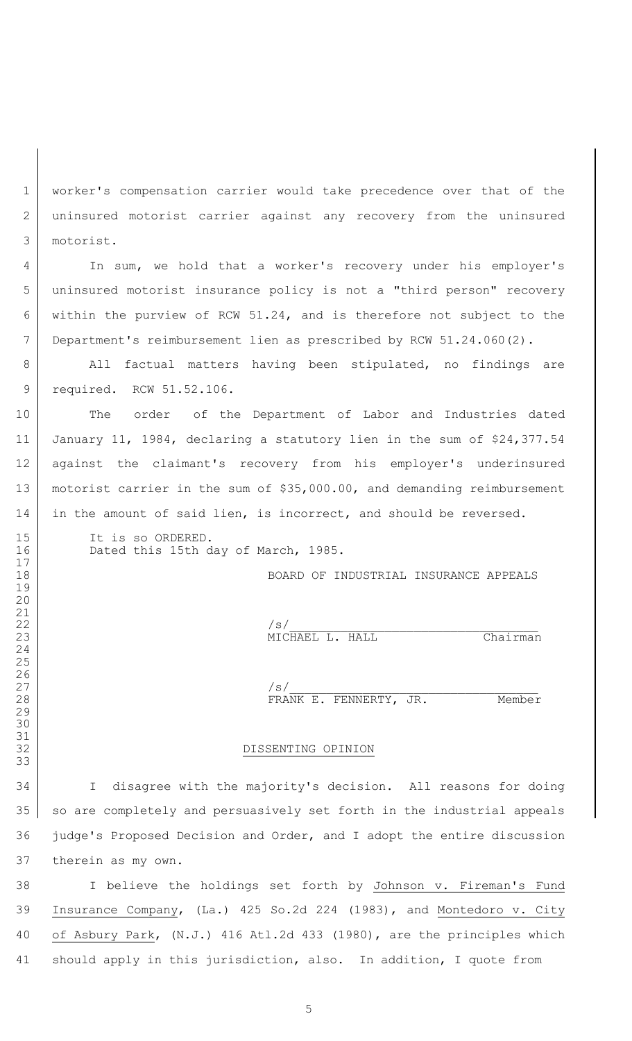worker's compensation carrier would take precedence over that of the uninsured motorist carrier against any recovery from the uninsured motorist.

In sum, we hold that a worker's recovery under his employer's uninsured motorist insurance policy is not a "third person" recovery within the purview of RCW 51.24, and is therefore not subject to the Department's reimbursement lien as prescribed by RCW 51.24.060(2).

All factual matters having been stipulated, no findings are required. RCW 51.52.106.

The order of the Department of Labor and Industries dated January 11, 1984, declaring a statutory lien in the sum of $24,377.54 against the claimant's recovery from his employer's underinsured motorist carrier in the sum of $35,000.00, and demanding reimbursement in the amount of said lien, is incorrect, and should be reversed.

It is so ORDERED.
Dated this 15th day of March, 1985.

BOARD OF INDUSTRIAL INSURANCE APPEALS

/s/
MICHAEL L. HALL Chairman

/s/
FRANK E. FENNERTY, JR. Member

## DISSENTING OPINION

I disagree with the majority's decision. All reasons for doing so are completely and persuasively set forth in the industrial appeals judge's Proposed Decision and Order, and I adopt the entire discussion therein as my own.

I believe the holdings set forth by Johnson v. Fireman's Fund Insurance Company, (La.) 425 So.2d 224 (1983), and Montedoro v. City of Asbury Park, (N.J.) 416 Atl.2d 433 (1980), are the principles which should apply in this jurisdiction, also. In addition, I quote from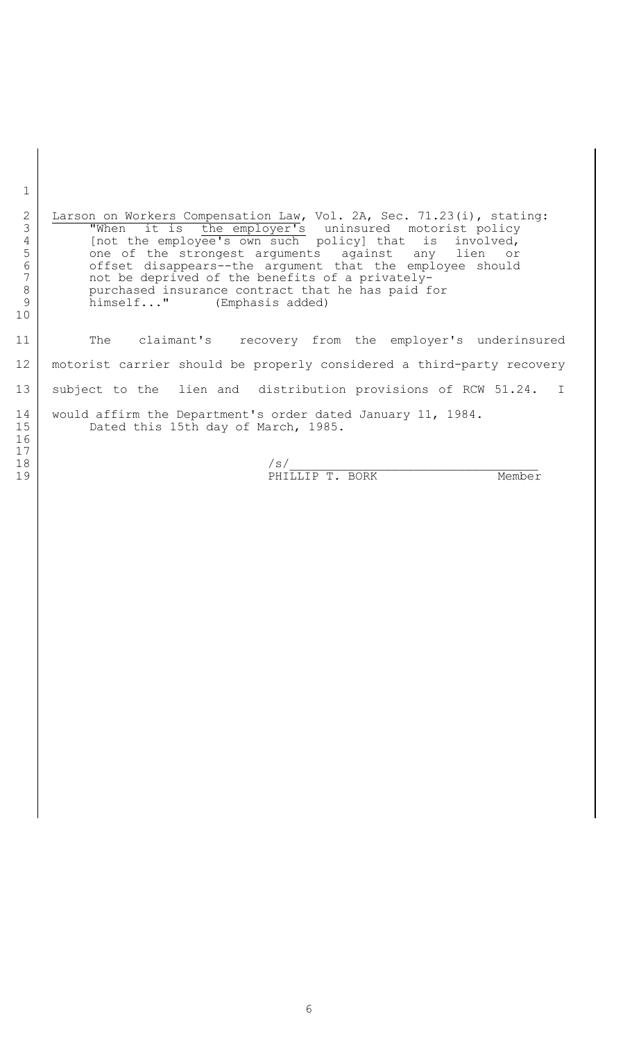Larson on Workers Compensation Law, Vol. 2A, Sec. 71.23(i), stating:

> "When it is the employer's uninsured motorist policy [not the employee's own such policy] that is involved, one of the strongest arguments against any lien or offset disappears--the argument that the employee should not be deprived of the benefits of a privately-purchased insurance contract that he has paid for himself..." (Emphasis added)

The claimant's recovery from the employer's underinsured motorist carrier should be properly considered a third-party recovery subject to the lien and distribution provisions of RCW 51.24. I would affirm the Department's order dated January 11, 1984.

Dated this 15th day of March, 1985.

/s/
PHILLIP T. BORK Member